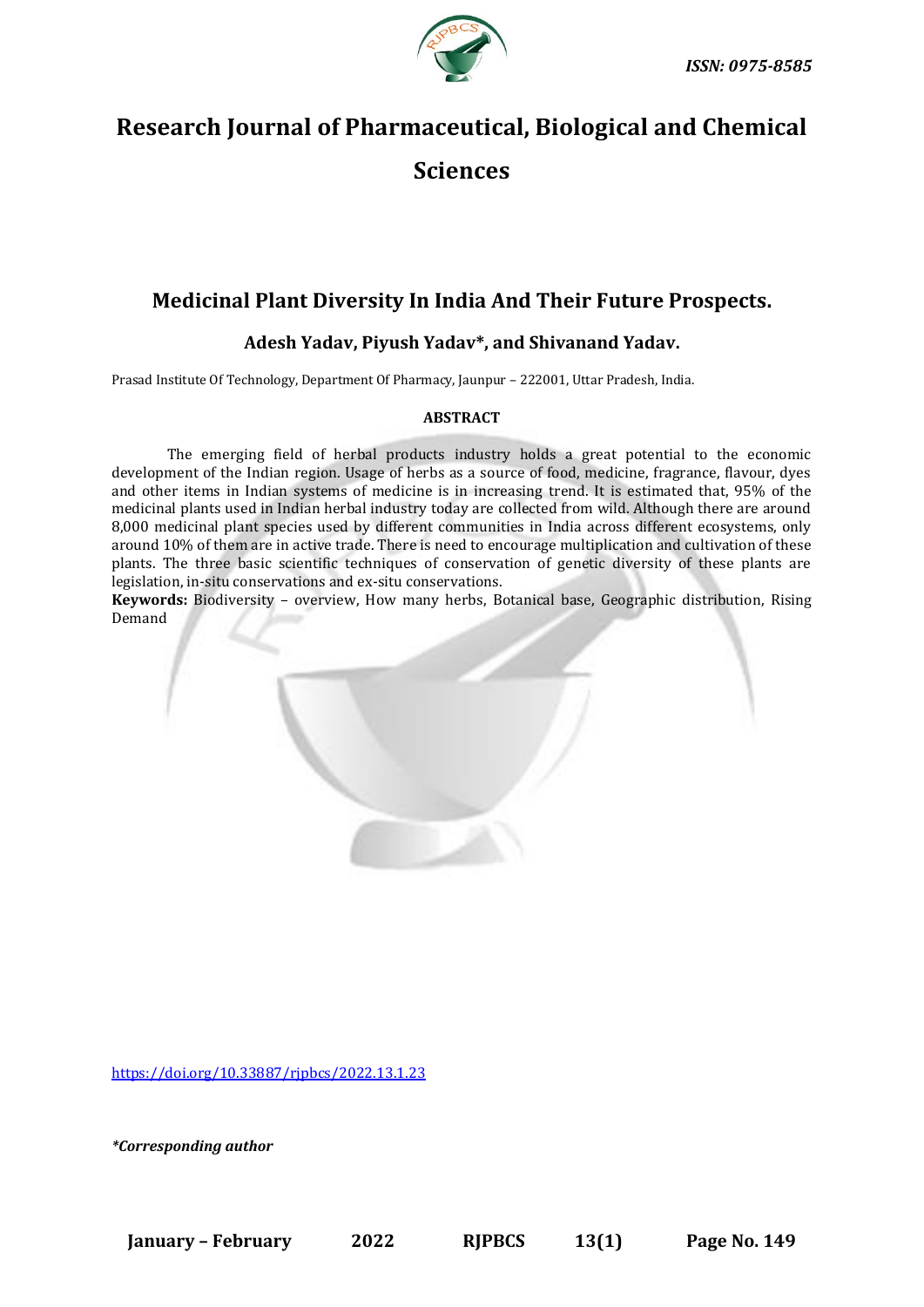ISSN: 0975-8585

# Research Journal of Pharmaceutical, Biological and Chemical Sciences

## Medicinal Plant Diversity In India And Their Future Prospects.

### Adesh Yadav, Piyush Yadav*, and Shivanand Yadav.

Prasad Institute Of Technology, Department Of Pharmacy, Jaunpur – 222001, Uttar Pradesh, India.

**ABSTRACT**

The emerging field of herbal products industry holds a great potential to the economic development of the Indian region. Usage of herbs as a source of food, medicine, fragrance, flavour, dyes and other items in Indian systems of medicine is in increasing trend. It is estimated that, 95% of the medicinal plants used in Indian herbal industry today are collected from wild. Although there are around 8,000 medicinal plant species used by different communities in India across different ecosystems, only around 10% of them are in active trade. There is need to encourage multiplication and cultivation of these plants. The three basic scientific techniques of conservation of genetic diversity of these plants are legislation, in-situ conservations and ex-situ conservations.

**Keywords:** Biodiversity – overview, How many herbs, Botanical base, Geographic distribution, Rising Demand

https://doi.org/10.33887/rjpbcs/2022.13.1.23

*\*Corresponding author*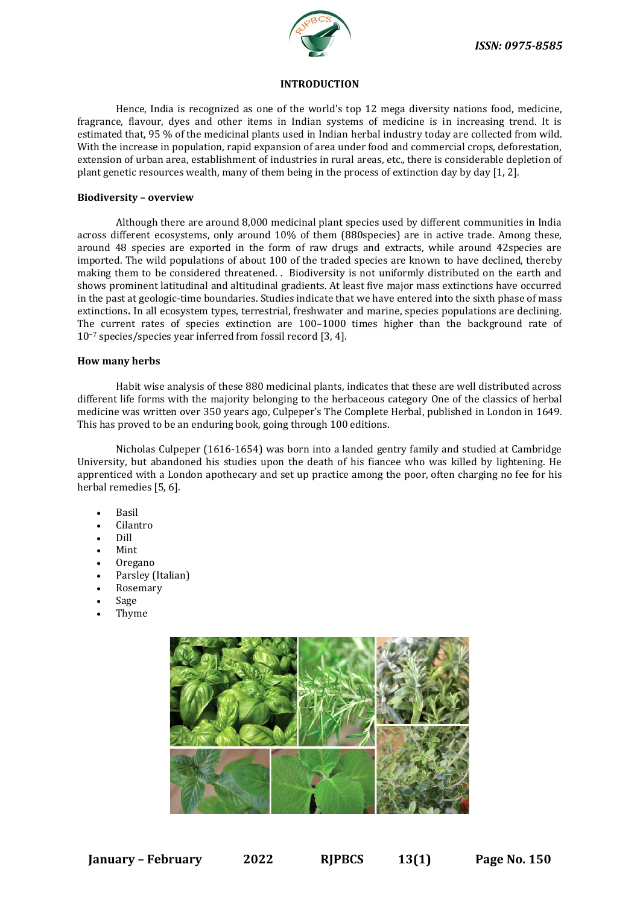## INTRODUCTION

Hence, India is recognized as one of the world's top 12 mega diversity nations food, medicine, fragrance, flavour, dyes and other items in Indian systems of medicine is in increasing trend. It is estimated that, 95 % of the medicinal plants used in Indian herbal industry today are collected from wild. With the increase in population, rapid expansion of area under food and commercial crops, deforestation, extension of urban area, establishment of industries in rural areas, etc., there is considerable depletion of plant genetic resources wealth, many of them being in the process of extinction day by day [1, 2].

### Biodiversity – overview

Although there are around 8,000 medicinal plant species used by different communities in India across different ecosystems, only around 10% of them (880species) are in active trade. Among these, around 48 species are exported in the form of raw drugs and extracts, while around 42species are imported. The wild populations of about 100 of the traded species are known to have declined, thereby making them to be considered threatened. . Biodiversity is not uniformly distributed on the earth and shows prominent latitudinal and altitudinal gradients. At least five major mass extinctions have occurred in the past at geologic-time boundaries. Studies indicate that we have entered into the sixth phase of mass extinctions**.** In all ecosystem types, terrestrial, freshwater and marine, species populations are declining. The current rates of species extinction are 100–1000 times higher than the background rate of $10^{-7}$ species/species year inferred from fossil record [3, 4].

### How many herbs

Habit wise analysis of these 880 medicinal plants, indicates that these are well distributed across different life forms with the majority belonging to the herbaceous category One of the classics of herbal medicine was written over 350 years ago, Culpeper's The Complete Herbal, published in London in 1649. This has proved to be an enduring book, going through 100 editions.

Nicholas Culpeper (1616-1654) was born into a landed gentry family and studied at Cambridge University, but abandoned his studies upon the death of his fiancee who was killed by lightening. He apprenticed with a London apothecary and set up practice among the poor, often charging no fee for his herbal remedies [5, 6].

- Basil
- Cilantro
- Dill
- Mint
- Oregano
- Parsley (Italian)
- Rosemary
- Sage
- Thyme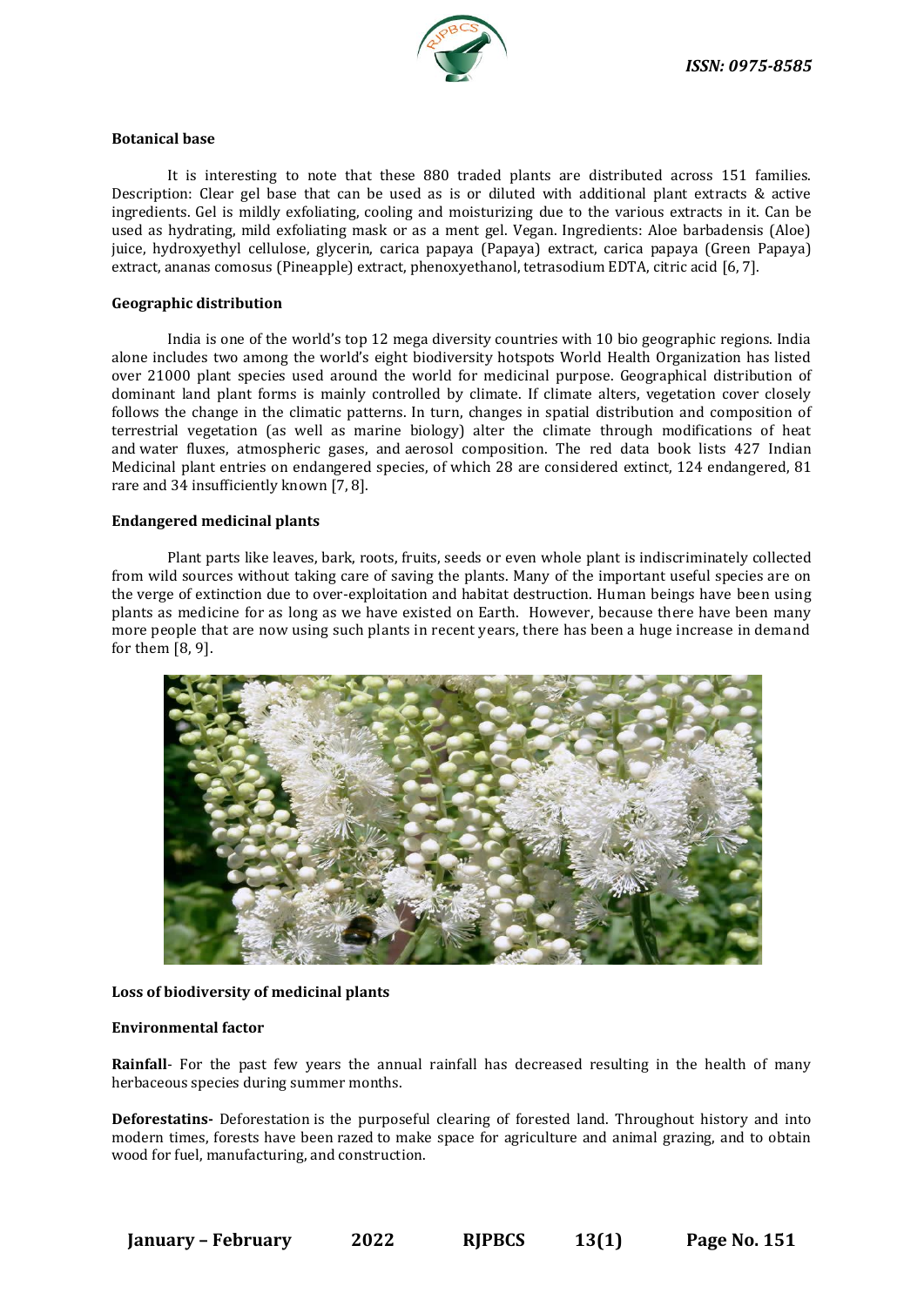**Botanical base**

It is interesting to note that these 880 traded plants are distributed across 151 families. Description: Clear gel base that can be used as is or diluted with additional plant extracts & active ingredients. Gel is mildly exfoliating, cooling and moisturizing due to the various extracts in it. Can be used as hydrating, mild exfoliating mask or as a ment gel. Vegan. Ingredients: Aloe barbadensis (Aloe) juice, hydroxyethyl cellulose, glycerin, carica papaya (Papaya) extract, carica papaya (Green Papaya) extract, ananas comosus (Pineapple) extract, phenoxyethanol, tetrasodium EDTA, citric acid [6, 7].

**Geographic distribution**

India is one of the world's top 12 mega diversity countries with 10 bio geographic regions. India alone includes two among the world's eight biodiversity hotspots World Health Organization has listed over 21000 plant species used around the world for medicinal purpose. Geographical distribution of dominant land plant forms is mainly controlled by climate. If climate alters, vegetation cover closely follows the change in the climatic patterns. In turn, changes in spatial distribution and composition of terrestrial vegetation (as well as marine biology) alter the climate through modifications of heat and water fluxes, atmospheric gases, and aerosol composition. The red data book lists 427 Indian Medicinal plant entries on endangered species, of which 28 are considered extinct, 124 endangered, 81 rare and 34 insufficiently known [7, 8].

**Endangered medicinal plants**

Plant parts like leaves, bark, roots, fruits, seeds or even whole plant is indiscriminately collected from wild sources without taking care of saving the plants. Many of the important useful species are on the verge of extinction due to over-exploitation and habitat destruction. Human beings have been using plants as medicine for as long as we have existed on Earth. However, because there have been many more people that are now using such plants in recent years, there has been a huge increase in demand for them [8, 9].

**Loss of biodiversity of medicinal plants**

**Environmental factor**

**Rainfall**- For the past few years the annual rainfall has decreased resulting in the health of many herbaceous species during summer months.

**Deforestatins-** Deforestation is the purposeful clearing of forested land. Throughout history and into modern times, forests have been razed to make space for agriculture and animal grazing, and to obtain wood for fuel, manufacturing, and construction.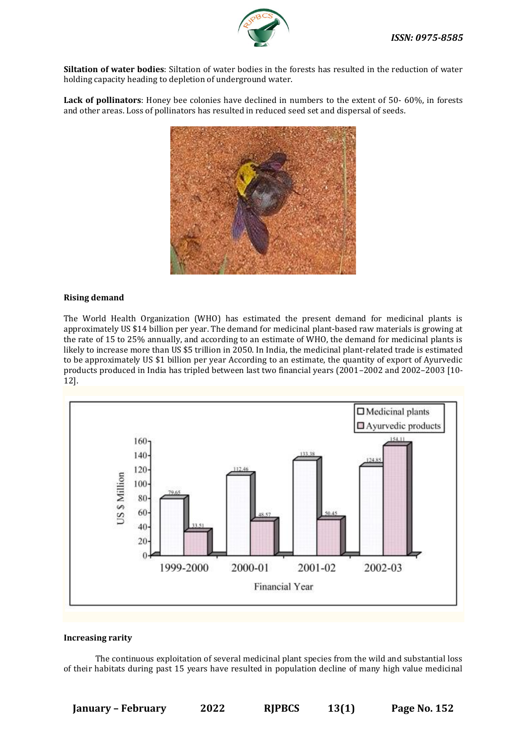**Siltation of water bodies**: Siltation of water bodies in the forests has resulted in the reduction of water holding capacity heading to depletion of underground water.

**Lack of pollinators**: Honey bee colonies have declined in numbers to the extent of 50- 60%, in forests and other areas. Loss of pollinators has resulted in reduced seed set and dispersal of seeds.

### Rising demand

The World Health Organization (WHO) has estimated the present demand for medicinal plants is approximately US $14 billion per year. The demand for medicinal plant-based raw materials is growing at the rate of 15 to 25% annually, and according to an estimate of WHO, the demand for medicinal plants is likely to increase more than US $5 trillion in 2050. In India, the medicinal plant-related trade is estimated to be approximately US $1 billion per year According to an estimate, the quantity of export of Ayurvedic products produced in India has tripled between last two financial years (2001–2002 and 2002–2003 [10-12].

### Increasing rarity

The continuous exploitation of several medicinal plant species from the wild and substantial loss of their habitats during past 15 years have resulted in population decline of many high value medicinal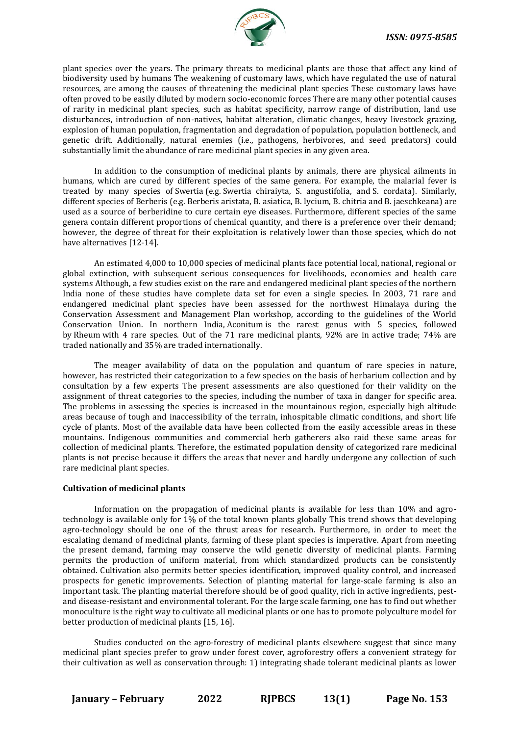plant species over the years. The primary threats to medicinal plants are those that affect any kind of biodiversity used by humans The weakening of customary laws, which have regulated the use of natural resources, are among the causes of threatening the medicinal plant species These customary laws have often proved to be easily diluted by modern socio-economic forces There are many other potential causes of rarity in medicinal plant species, such as habitat specificity, narrow range of distribution, land use disturbances, introduction of non-natives, habitat alteration, climatic changes, heavy livestock grazing, explosion of human population, fragmentation and degradation of population, population bottleneck, and genetic drift. Additionally, natural enemies (i.e., pathogens, herbivores, and seed predators) could substantially limit the abundance of rare medicinal plant species in any given area.

In addition to the consumption of medicinal plants by animals, there are physical ailments in humans, which are cured by different species of the same genera. For example, the malarial fever is treated by many species of Swertia (e.g. Swertia chiraiyta, S. angustifolia, and S. cordata). Similarly, different species of Berberis (e.g. Berberis aristata, B. asiatica, B. lycium, B. chitria and B. jaeschkeana) are used as a source of berberidine to cure certain eye diseases. Furthermore, different species of the same genera contain different proportions of chemical quantity, and there is a preference over their demand; however, the degree of threat for their exploitation is relatively lower than those species, which do not have alternatives [12-14].

An estimated 4,000 to 10,000 species of medicinal plants face potential local, national, regional or global extinction, with subsequent serious consequences for livelihoods, economies and health care systems Although, a few studies exist on the rare and endangered medicinal plant species of the northern India none of these studies have complete data set for even a single species. In 2003, 71 rare and endangered medicinal plant species have been assessed for the northwest Himalaya during the Conservation Assessment and Management Plan workshop, according to the guidelines of the World Conservation Union. In northern India, Aconitum is the rarest genus with 5 species, followed by Rheum with 4 rare species. Out of the 71 rare medicinal plants, 92% are in active trade; 74% are traded nationally and 35% are traded internationally.

The meager availability of data on the population and quantum of rare species in nature, however, has restricted their categorization to a few species on the basis of herbarium collection and by consultation by a few experts The present assessments are also questioned for their validity on the assignment of threat categories to the species, including the number of taxa in danger for specific area. The problems in assessing the species is increased in the mountainous region, especially high altitude areas because of tough and inaccessibility of the terrain, inhospitable climatic conditions, and short life cycle of plants. Most of the available data have been collected from the easily accessible areas in these mountains. Indigenous communities and commercial herb gatherers also raid these same areas for collection of medicinal plants. Therefore, the estimated population density of categorized rare medicinal plants is not precise because it differs the areas that never and hardly undergone any collection of such rare medicinal plant species.

**Cultivation of medicinal plants**

Information on the propagation of medicinal plants is available for less than 10% and agro-technology is available only for 1% of the total known plants globally This trend shows that developing agro-technology should be one of the thrust areas for research. Furthermore, in order to meet the escalating demand of medicinal plants, farming of these plant species is imperative. Apart from meeting the present demand, farming may conserve the wild genetic diversity of medicinal plants. Farming permits the production of uniform material, from which standardized products can be consistently obtained. Cultivation also permits better species identification, improved quality control, and increased prospects for genetic improvements. Selection of planting material for large-scale farming is also an important task. The planting material therefore should be of good quality, rich in active ingredients, pest- and disease-resistant and environmental tolerant. For the large scale farming, one has to find out whether monoculture is the right way to cultivate all medicinal plants or one has to promote polyculture model for better production of medicinal plants [15, 16].

Studies conducted on the agro-forestry of medicinal plants elsewhere suggest that since many medicinal plant species prefer to grow under forest cover, agroforestry offers a convenient strategy for their cultivation as well as conservation through: 1) integrating shade tolerant medicinal plants as lower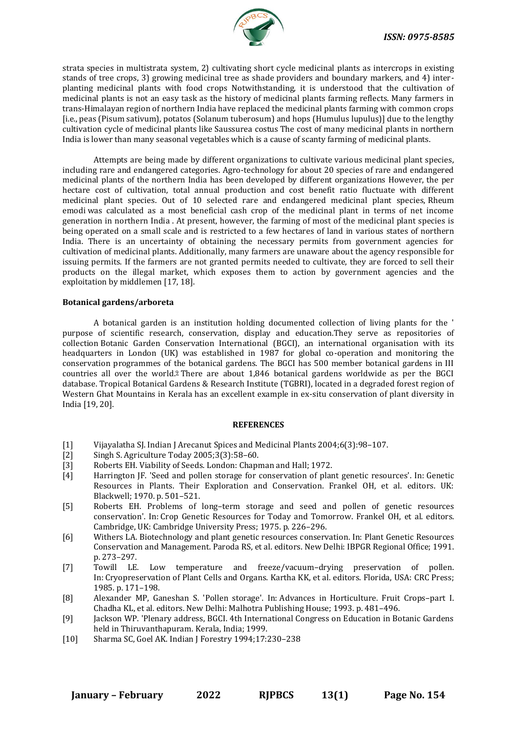strata species in multistrata system, 2) cultivating short cycle medicinal plants as intercrops in existing stands of tree crops, 3) growing medicinal tree as shade providers and boundary markers, and 4) inter-planting medicinal plants with food crops Notwithstanding, it is understood that the cultivation of medicinal plants is not an easy task as the history of medicinal plants farming reflects. Many farmers in trans-Himalayan region of northern India have replaced the medicinal plants farming with common crops [i.e., peas (Pisum sativum), potatos (Solanum tuberosum) and hops (Humulus lupulus)] due to the lengthy cultivation cycle of medicinal plants like Saussurea costus The cost of many medicinal plants in northern India is lower than many seasonal vegetables which is a cause of scanty farming of medicinal plants.

Attempts are being made by different organizations to cultivate various medicinal plant species, including rare and endangered categories. Agro-technology for about 20 species of rare and endangered medicinal plants of the northern India has been developed by different organizations However, the per hectare cost of cultivation, total annual production and cost benefit ratio fluctuate with different medicinal plant species. Out of 10 selected rare and endangered medicinal plant species, Rheum emodi was calculated as a most beneficial cash crop of the medicinal plant in terms of net income generation in northern India . At present, however, the farming of most of the medicinal plant species is being operated on a small scale and is restricted to a few hectares of land in various states of northern India. There is an uncertainty of obtaining the necessary permits from government agencies for cultivation of medicinal plants. Additionally, many farmers are unaware about the agency responsible for issuing permits. If the farmers are not granted permits needed to cultivate, they are forced to sell their products on the illegal market, which exposes them to action by government agencies and the exploitation by middlemen [17, 18].

**Botanical gardens/arboreta**

A botanical garden is an institution holding documented collection of living plants for the ' purpose of scientific research, conservation, display and education.They serve as repositories of collection Botanic Garden Conservation International (BGCI), an international organisation with its headquarters in London (UK) was established in 1987 for global co-operation and monitoring the conservation programmes of the botanical gardens. The BGCI has 500 member botanical gardens in III countries all over the world.[9] There are about 1,846 botanical gardens worldwide as per the BGCI database. Tropical Botanical Gardens & Research Institute (TGBRI), located in a degraded forest region of Western Ghat Mountains in Kerala has an excellent example in ex-situ conservation of plant diversity in India [19, 20].

**REFERENCES**

[1] Vijayalatha SJ. Indian J Arecanut Spices and Medicinal Plants 2004;6(3):98–107.

[2] Singh S. Agriculture Today 2005;3(3):58–60.

[3] Roberts EH. Viability of Seeds. London: Chapman and Hall; 1972.

[4] Harrington JF. 'Seed and pollen storage for conservation of plant genetic resources'. In: Genetic Resources in Plants. Their Exploration and Conservation. Frankel OH, et al. editors. UK: Blackwell; 1970. p. 501–521.

[5] Roberts EH. Problems of long–term storage and seed and pollen of genetic resources conservation'. In: Crop Genetic Resources for Today and Tomorrow. Frankel OH, et al. editors. Cambridge, UK: Cambridge University Press; 1975. p. 226–296.

[6] Withers LA. Biotechnology and plant genetic resources conservation. In: Plant Genetic Resources Conservation and Management. Paroda RS, et al. editors. New Delhi: IBPGR Regional Office; 1991. p. 273–297.

[7] Towill LE. Low temperature and freeze/vacuum–drying preservation of pollen. In: Cryopreservation of Plant Cells and Organs. Kartha KK, et al. editors. Florida, USA: CRC Press; 1985. p. 171–198.

[8] Alexander MP, Ganeshan S. 'Pollen storage'. In: Advances in Horticulture. Fruit Crops–part I. Chadha KL, et al. editors. New Delhi: Malhotra Publishing House; 1993. p. 481–496.

[9] Jackson WP. 'Plenary address, BGCI. 4th International Congress on Education in Botanic Gardens held in Thiruvanthapuram. Kerala, India; 1999.

[10] Sharma SC, Goel AK. Indian J Forestry 1994;17:230–238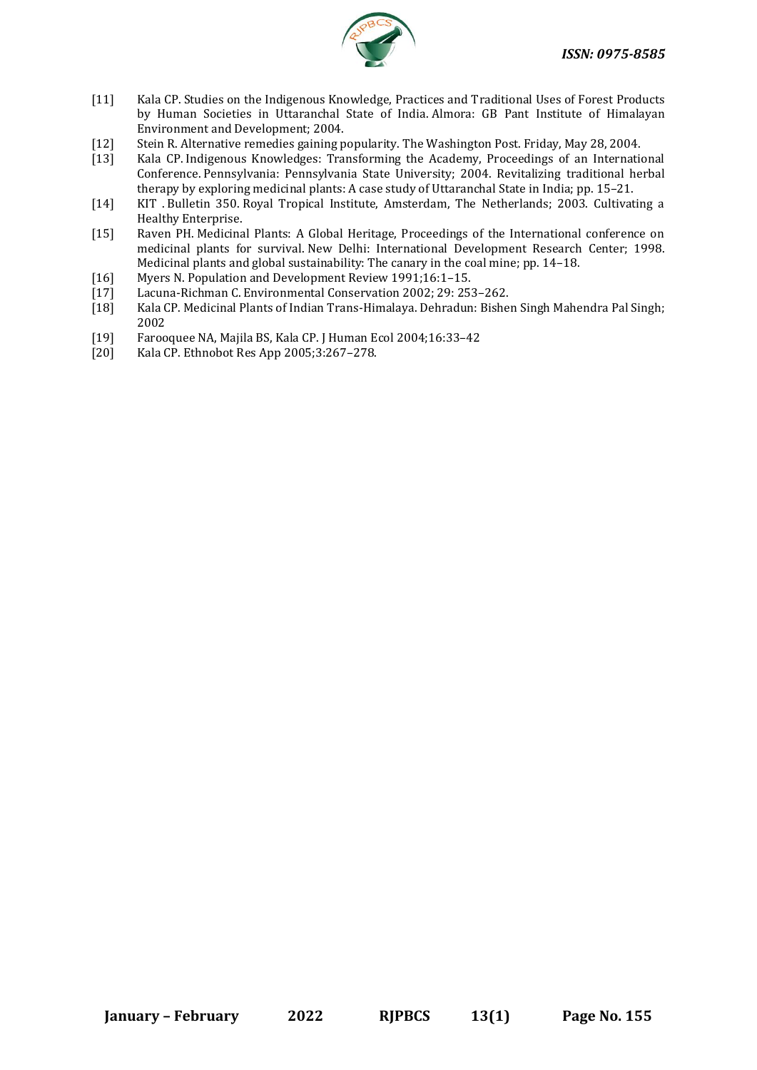[11] Kala CP. Studies on the Indigenous Knowledge, Practices and Traditional Uses of Forest Products by Human Societies in Uttaranchal State of India. Almora: GB Pant Institute of Himalayan Environment and Development; 2004.

[12] Stein R. Alternative remedies gaining popularity. The Washington Post. Friday, May 28, 2004.

[13] Kala CP. Indigenous Knowledges: Transforming the Academy, Proceedings of an International Conference. Pennsylvania: Pennsylvania State University; 2004. Revitalizing traditional herbal therapy by exploring medicinal plants: A case study of Uttaranchal State in India; pp. 15–21.

[14] KIT . Bulletin 350. Royal Tropical Institute, Amsterdam, The Netherlands; 2003. Cultivating a Healthy Enterprise.

[15] Raven PH. Medicinal Plants: A Global Heritage, Proceedings of the International conference on medicinal plants for survival. New Delhi: International Development Research Center; 1998. Medicinal plants and global sustainability: The canary in the coal mine; pp. 14–18.

[16] Myers N. Population and Development Review 1991;16:1–15.

[17] Lacuna-Richman C. Environmental Conservation 2002; 29: 253–262.

[18] Kala CP. Medicinal Plants of Indian Trans-Himalaya. Dehradun: Bishen Singh Mahendra Pal Singh; 2002

[19] Farooquee NA, Majila BS, Kala CP. J Human Ecol 2004;16:33–42

[20] Kala CP. Ethnobot Res App 2005;3:267–278.